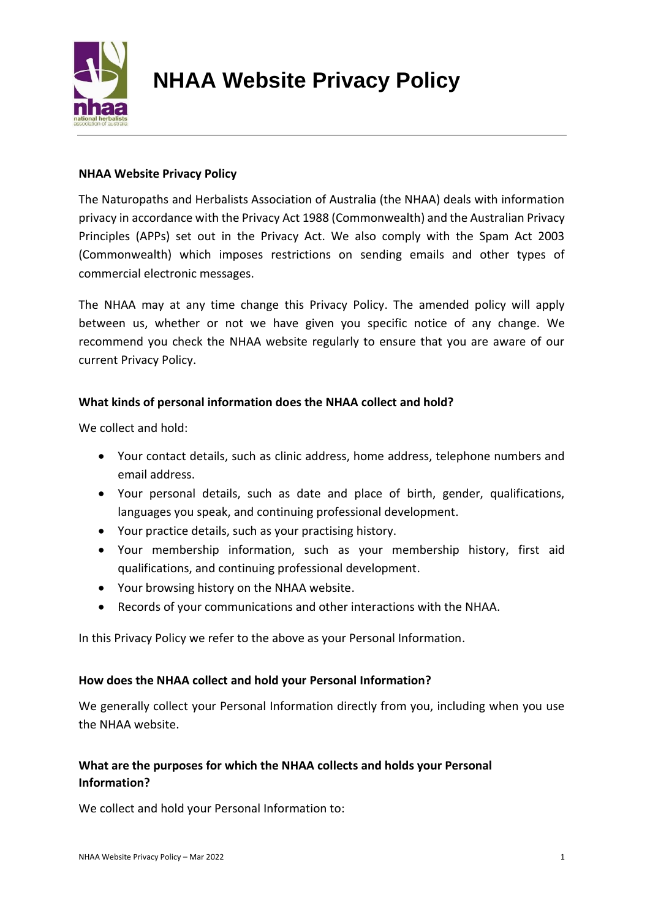# NHAA Website Privacy Policy

**NHAA Website Privacy Policy**

The Naturopaths and Herbalists Association of Australia (the NHAA) deals with information privacy in accordance with the Privacy Act 1988 (Commonwealth) and the Australian Privacy Principles (APPs) set out in the Privacy Act. We also comply with the Spam Act 2003 (Commonwealth) which imposes restrictions on sending emails and other types of commercial electronic messages.

The NHAA may at any time change this Privacy Policy. The amended policy will apply between us, whether or not we have given you specific notice of any change. We recommend you check the NHAA website regularly to ensure that you are aware of our current Privacy Policy.

**What kinds of personal information does the NHAA collect and hold?**

We collect and hold:

- Your contact details, such as clinic address, home address, telephone numbers and email address.
- Your personal details, such as date and place of birth, gender, qualifications, languages you speak, and continuing professional development.
- Your practice details, such as your practising history.
- Your membership information, such as your membership history, first aid qualifications, and continuing professional development.
- Your browsing history on the NHAA website.
- Records of your communications and other interactions with the NHAA.

In this Privacy Policy we refer to the above as your Personal Information.

**How does the NHAA collect and hold your Personal Information?**

We generally collect your Personal Information directly from you, including when you use the NHAA website.

**What are the purposes for which the NHAA collects and holds your Personal Information?**

We collect and hold your Personal Information to: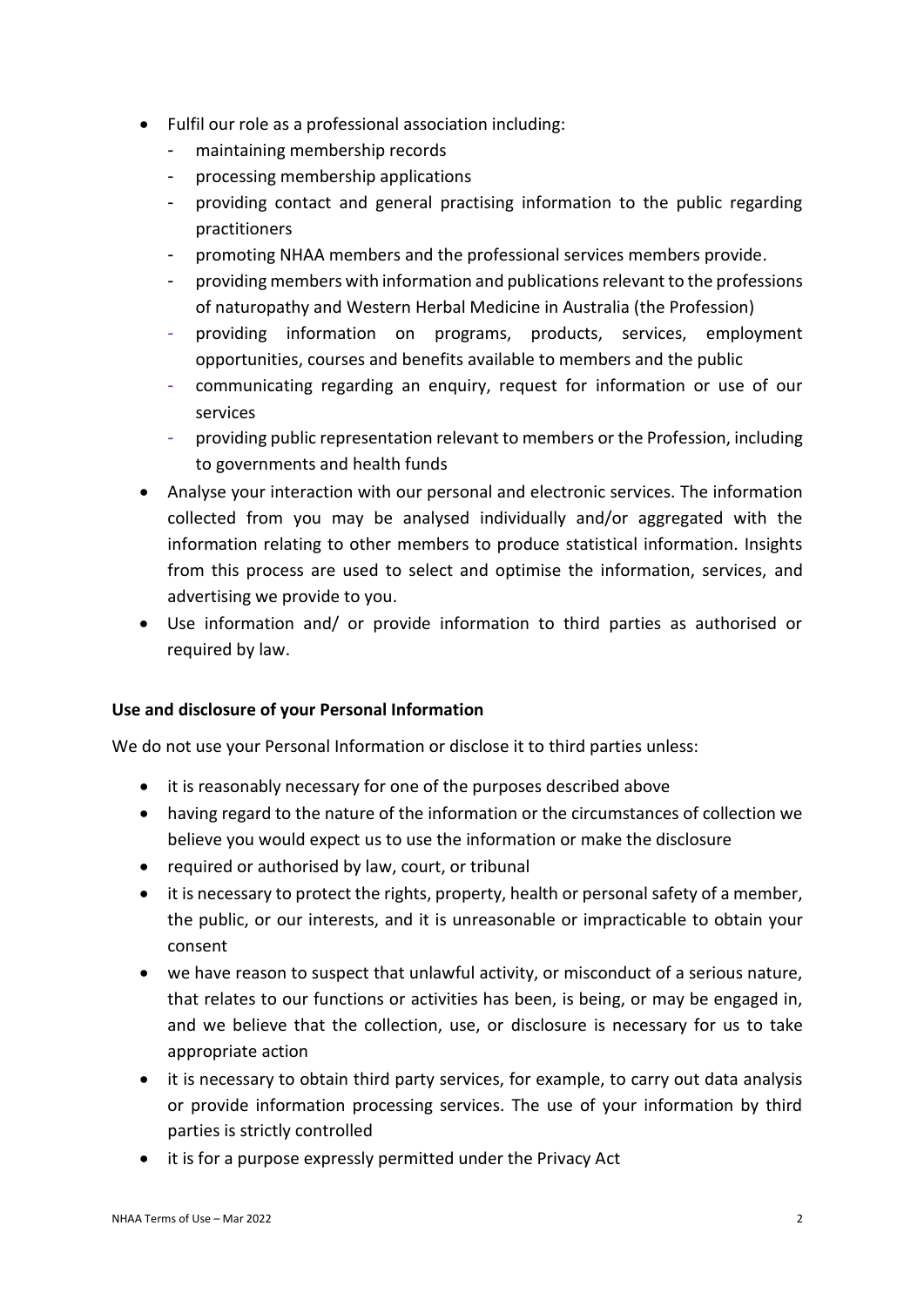- Fulfil our role as a professional association including:
  - maintaining membership records
  - processing membership applications
  - providing contact and general practising information to the public regarding practitioners
  - promoting NHAA members and the professional services members provide.
  - providing members with information and publications relevant to the professions of naturopathy and Western Herbal Medicine in Australia (the Profession)
  - providing information on programs, products, services, employment opportunities, courses and benefits available to members and the public
  - communicating regarding an enquiry, request for information or use of our services
  - providing public representation relevant to members or the Profession, including to governments and health funds
- Analyse your interaction with our personal and electronic services. The information collected from you may be analysed individually and/or aggregated with the information relating to other members to produce statistical information. Insights from this process are used to select and optimise the information, services, and advertising we provide to you.
- Use information and/ or provide information to third parties as authorised or required by law.

**Use and disclosure of your Personal Information**

We do not use your Personal Information or disclose it to third parties unless:

- it is reasonably necessary for one of the purposes described above
- having regard to the nature of the information or the circumstances of collection we believe you would expect us to use the information or make the disclosure
- required or authorised by law, court, or tribunal
- it is necessary to protect the rights, property, health or personal safety of a member, the public, or our interests, and it is unreasonable or impracticable to obtain your consent
- we have reason to suspect that unlawful activity, or misconduct of a serious nature, that relates to our functions or activities has been, is being, or may be engaged in, and we believe that the collection, use, or disclosure is necessary for us to take appropriate action
- it is necessary to obtain third party services, for example, to carry out data analysis or provide information processing services. The use of your information by third parties is strictly controlled
- it is for a purpose expressly permitted under the Privacy Act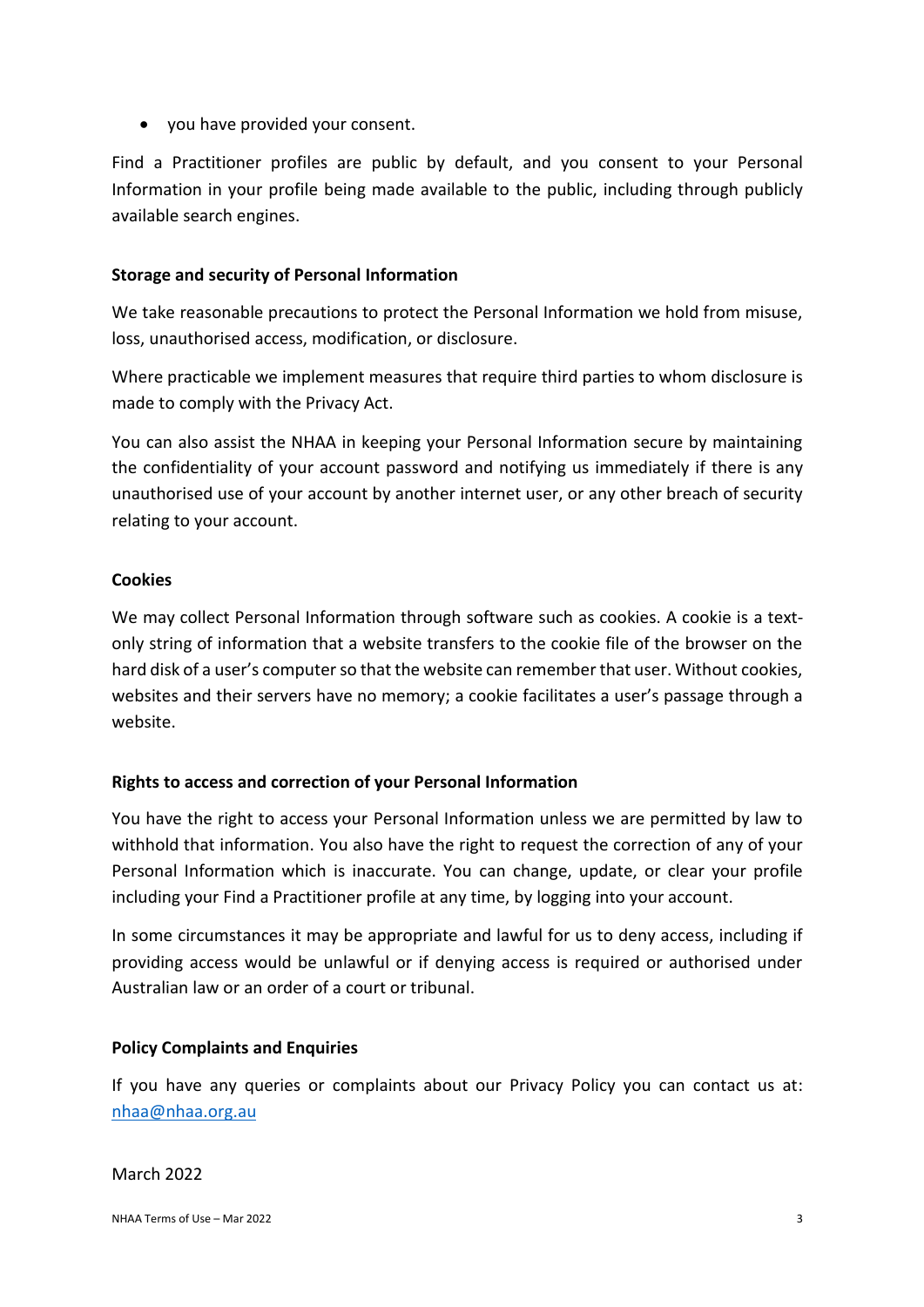- you have provided your consent.

Find a Practitioner profiles are public by default, and you consent to your Personal Information in your profile being made available to the public, including through publicly available search engines.

**Storage and security of Personal Information**

We take reasonable precautions to protect the Personal Information we hold from misuse, loss, unauthorised access, modification, or disclosure.

Where practicable we implement measures that require third parties to whom disclosure is made to comply with the Privacy Act.

You can also assist the NHAA in keeping your Personal Information secure by maintaining the confidentiality of your account password and notifying us immediately if there is any unauthorised use of your account by another internet user, or any other breach of security relating to your account.

**Cookies**

We may collect Personal Information through software such as cookies. A cookie is a text-only string of information that a website transfers to the cookie file of the browser on the hard disk of a user's computer so that the website can remember that user. Without cookies, websites and their servers have no memory; a cookie facilitates a user's passage through a website.

**Rights to access and correction of your Personal Information**

You have the right to access your Personal Information unless we are permitted by law to withhold that information. You also have the right to request the correction of any of your Personal Information which is inaccurate. You can change, update, or clear your profile including your Find a Practitioner profile at any time, by logging into your account.

In some circumstances it may be appropriate and lawful for us to deny access, including if providing access would be unlawful or if denying access is required or authorised under Australian law or an order of a court or tribunal.

**Policy Complaints and Enquiries**

If you have any queries or complaints about our Privacy Policy you can contact us at: nhaa@nhaa.org.au

March 2022